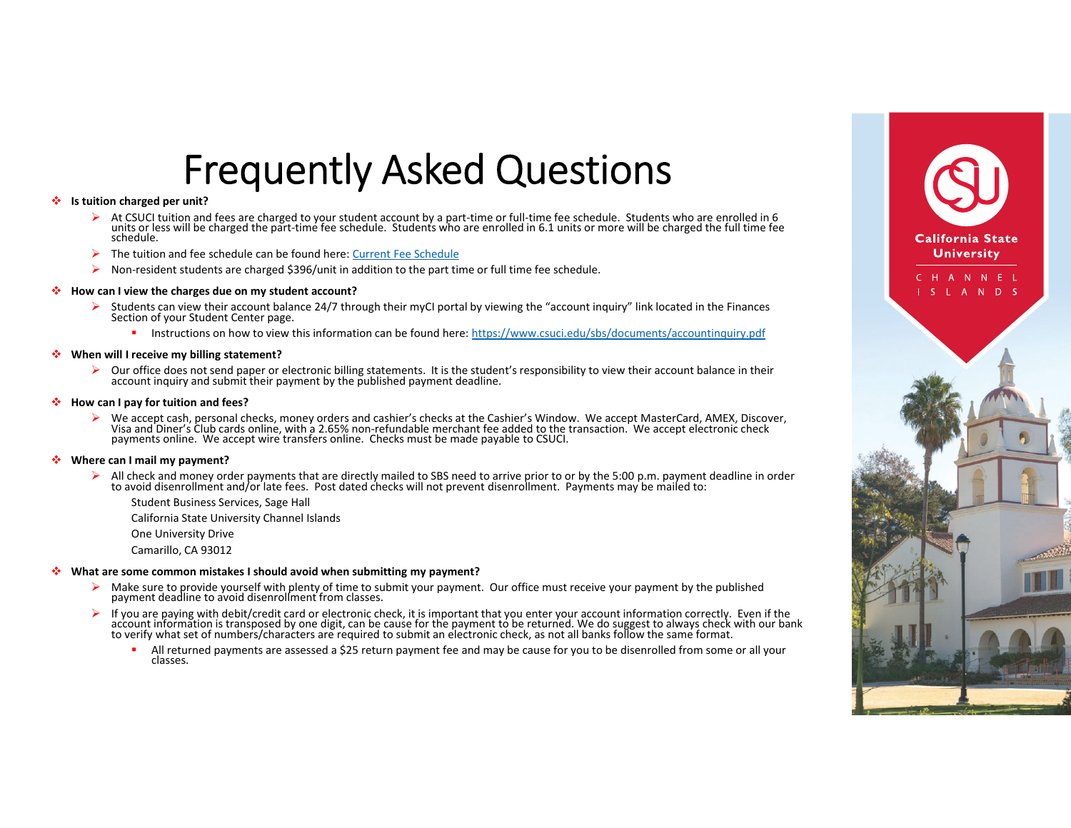# Frequently Asked Questions

- **Is tuition charged per unit?**
  - At CSUCI tuition and fees are charged to your student account by a part-time or full-time fee schedule. Students who are enrolled in 6 units or less will be charged the part-time fee schedule. Students who are enrolled in 6.1 units or more will be charged the full time fee schedule.
  - The tuition and fee schedule can be found here: [Current Fee Schedule]()
  - Non-resident students are charged $396/unit in addition to the part time or full time fee schedule.

- **How can I view the charges due on my student account?**
  - Students can view their account balance 24/7 through their myCI portal by viewing the "account inquiry" link located in the Finances Section of your Student Center page.
    - Instructions on how to view this information can be found here: https://www.csuci.edu/sbs/documents/accountinquiry.pdf

- **When will I receive my billing statement?**
  - Our office does not send paper or electronic billing statements. It is the student's responsibility to view their account balance in their account inquiry and submit their payment by the published payment deadline.

- **How can I pay for tuition and fees?**
  - We accept cash, personal checks, money orders and cashier's checks at the Cashier's Window. We accept MasterCard, AMEX, Discover, Visa and Diner's Club cards online, with a 2.65% non-refundable merchant fee added to the transaction. We accept electronic check payments online. We accept wire transfers online. Checks must be made payable to CSUCI.

- **Where can I mail my payment?**
  - All check and money order payments that are directly mailed to SBS need to arrive prior to or by the 5:00 p.m. payment deadline in order to avoid disenrollment and/or late fees. Post dated checks will not prevent disenrollment. Payments may be mailed to:

    Student Business Services, Sage Hall

    California State University Channel Islands

    One University Drive

    Camarillo, CA 93012

- **What are some common mistakes I should avoid when submitting my payment?**
  - Make sure to provide yourself with plenty of time to submit your payment. Our office must receive your payment by the published payment deadline to avoid disenrollment from classes.
  - If you are paying with debit/credit card or electronic check, it is important that you enter your account information correctly. Even if the account information is transposed by one digit, can be cause for the payment to be returned. We do suggest to always check with our bank to verify what set of numbers/characters are required to submit an electronic check, as not all banks follow the same format.
    - All returned payments are assessed a $25 return payment fee and may be cause for you to be disenrolled from some or all your classes.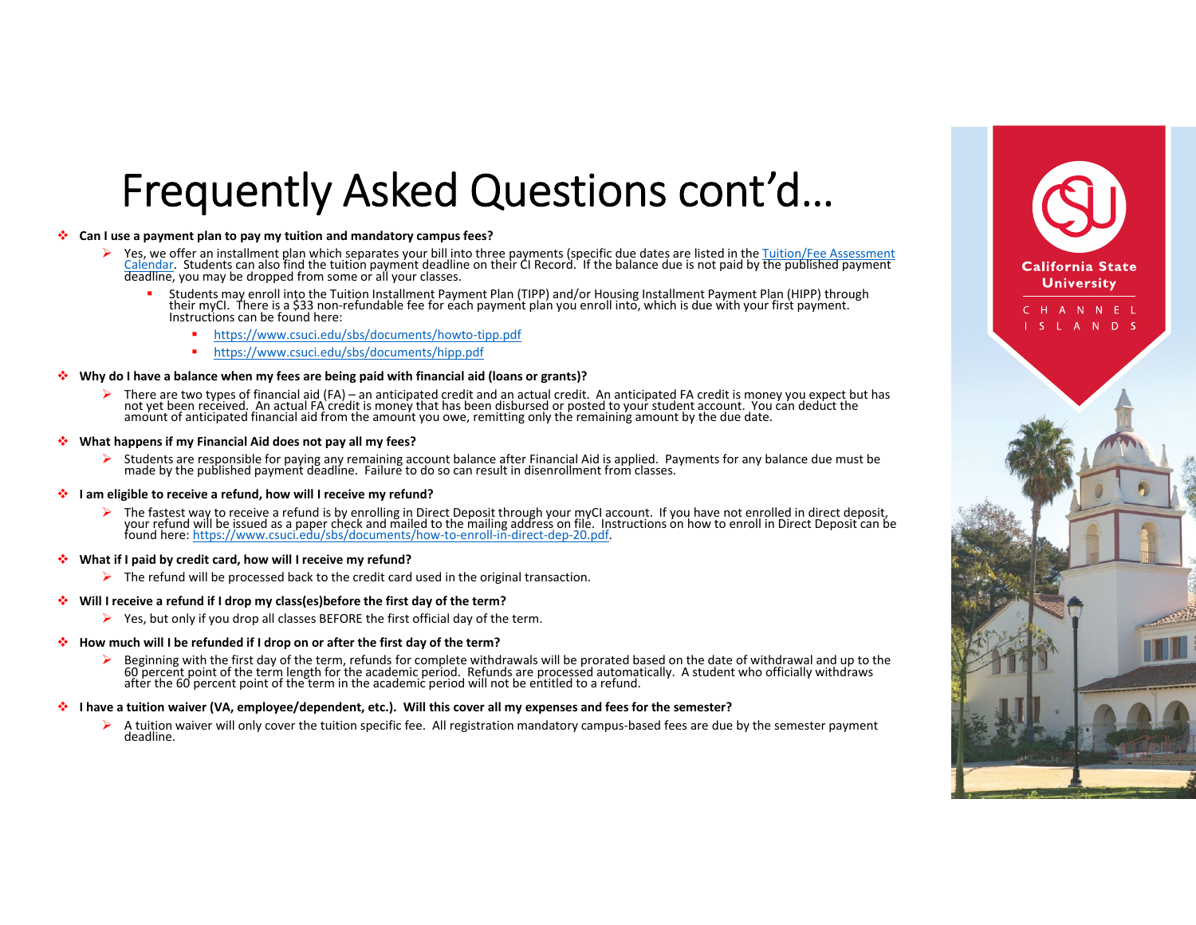# Frequently Asked Questions cont'd…

- **Can I use a payment plan to pay my tuition and mandatory campus fees?**
  - Yes, we offer an installment plan which separates your bill into three payments (specific due dates are listed in the [Tuition/Fee Assessment Calendar](). Students can also find the tuition payment deadline on their CI Record. If the balance due is not paid by the published payment deadline, you may be dropped from some or all your classes.
    - Students may enroll into the Tuition Installment Payment Plan (TIPP) and/or Housing Installment Payment Plan (HIPP) through their myCI. There is a $33 non-refundable fee for each payment plan you enroll into, which is due with your first payment. Instructions can be found here:
      - https://www.csuci.edu/sbs/documents/howto-tipp.pdf
      - https://www.csuci.edu/sbs/documents/hipp.pdf

- **Why do I have a balance when my fees are being paid with financial aid (loans or grants)?**
  - There are two types of financial aid (FA) – an anticipated credit and an actual credit. An anticipated FA credit is money you expect but has not yet been received. An actual FA credit is money that has been disbursed or posted to your student account. You can deduct the amount of anticipated financial aid from the amount you owe, remitting only the remaining amount by the due date.

- **What happens if my Financial Aid does not pay all my fees?**
  - Students are responsible for paying any remaining account balance after Financial Aid is applied. Payments for any balance due must be made by the published payment deadline. Failure to do so can result in disenrollment from classes.

- **I am eligible to receive a refund, how will I receive my refund?**
  - The fastest way to receive a refund is by enrolling in Direct Deposit through your myCI account. If you have not enrolled in direct deposit, your refund will be issued as a paper check and mailed to the mailing address on file. Instructions on how to enroll in Direct Deposit can be found here: https://www.csuci.edu/sbs/documents/how-to-enroll-in-direct-dep-20.pdf.

- **What if I paid by credit card, how will I receive my refund?**
  - The refund will be processed back to the credit card used in the original transaction.

- **Will I receive a refund if I drop my class(es)before the first day of the term?**
  - Yes, but only if you drop all classes BEFORE the first official day of the term.

- **How much will I be refunded if I drop on or after the first day of the term?**
  - Beginning with the first day of the term, refunds for complete withdrawals will be prorated based on the date of withdrawal and up to the 60 percent point of the term length for the academic period. Refunds are processed automatically. A student who officially withdraws after the 60 percent point of the term in the academic period will not be entitled to a refund.

- **I have a tuition waiver (VA, employee/dependent, etc.). Will this cover all my expenses and fees for the semester?**
  - A tuition waiver will only cover the tuition specific fee. All registration mandatory campus-based fees are due by the semester payment deadline.

California State University
CHANNEL ISLANDS